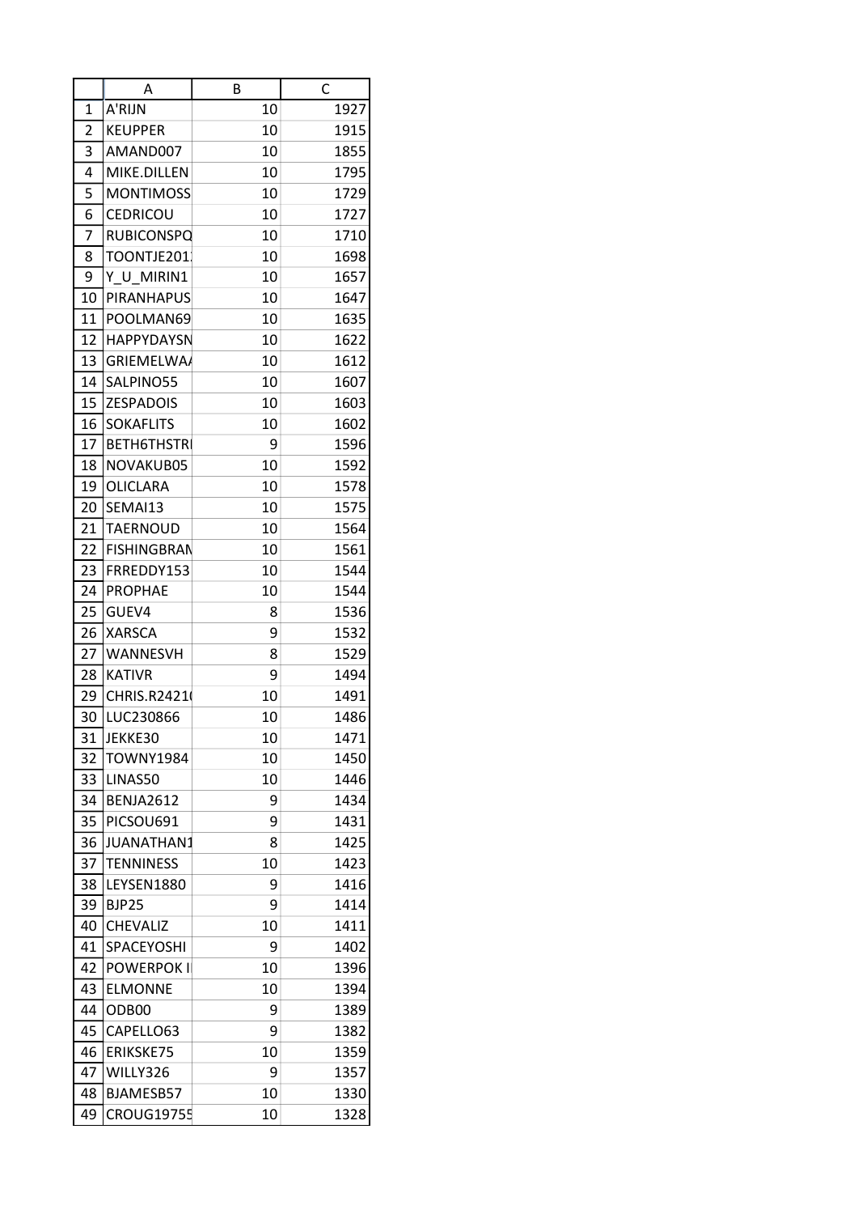|  | A | B | C |
|---|---|---|---|
| 1 | A'RIJN | 10 | 1927 |
| 2 | KEUPPER | 10 | 1915 |
| 3 | AMAND007 | 10 | 1855 |
| 4 | MIKE.DILLEN | 10 | 1795 |
| 5 | MONTIMOSS | 10 | 1729 |
| 6 | CEDRICOU | 10 | 1727 |
| 7 | RUBICONSPQ | 10 | 1710 |
| 8 | TOONTJE201 | 10 | 1698 |
| 9 | Y_U_MIRIN1 | 10 | 1657 |
| 10 | PIRANHAPUS | 10 | 1647 |
| 11 | POOLMAN69 | 10 | 1635 |
| 12 | HAPPYDAYSN | 10 | 1622 |
| 13 | GRIEMELWA | 10 | 1612 |
| 14 | SALPINO55 | 10 | 1607 |
| 15 | ZESPADOIS | 10 | 1603 |
| 16 | SOKAFLITS | 10 | 1602 |
| 17 | BETH6THSTR | 9 | 1596 |
| 18 | NOVAKUB05 | 10 | 1592 |
| 19 | OLICLARA | 10 | 1578 |
| 20 | SEMAI13 | 10 | 1575 |
| 21 | TAERNOUD | 10 | 1564 |
| 22 | FISHINGBRAN | 10 | 1561 |
| 23 | FRREDDY153 | 10 | 1544 |
| 24 | PROPHAE | 10 | 1544 |
| 25 | GUEV4 | 8 | 1536 |
| 26 | XARSCA | 9 | 1532 |
| 27 | WANNESVH | 8 | 1529 |
| 28 | KATIVR | 9 | 1494 |
| 29 | CHRIS.R2421 | 10 | 1491 |
| 30 | LUC230866 | 10 | 1486 |
| 31 | JEKKE30 | 10 | 1471 |
| 32 | TOWNY1984 | 10 | 1450 |
| 33 | LINAS50 | 10 | 1446 |
| 34 | BENJA2612 | 9 | 1434 |
| 35 | PICSOU691 | 9 | 1431 |
| 36 | JUANATHAN1 | 8 | 1425 |
| 37 | TENNINESS | 10 | 1423 |
| 38 | LEYSEN1880 | 9 | 1416 |
| 39 | BJP25 | 9 | 1414 |
| 40 | CHEVALIZ | 10 | 1411 |
| 41 | SPACEYOSHI | 9 | 1402 |
| 42 | POWERPOK I | 10 | 1396 |
| 43 | ELMONNE | 10 | 1394 |
| 44 | ODB00 | 9 | 1389 |
| 45 | CAPELLO63 | 9 | 1382 |
| 46 | ERIKSKE75 | 10 | 1359 |
| 47 | WILLY326 | 9 | 1357 |
| 48 | BJAMESB57 | 10 | 1330 |
| 49 | CROUG1975 | 10 | 1328 |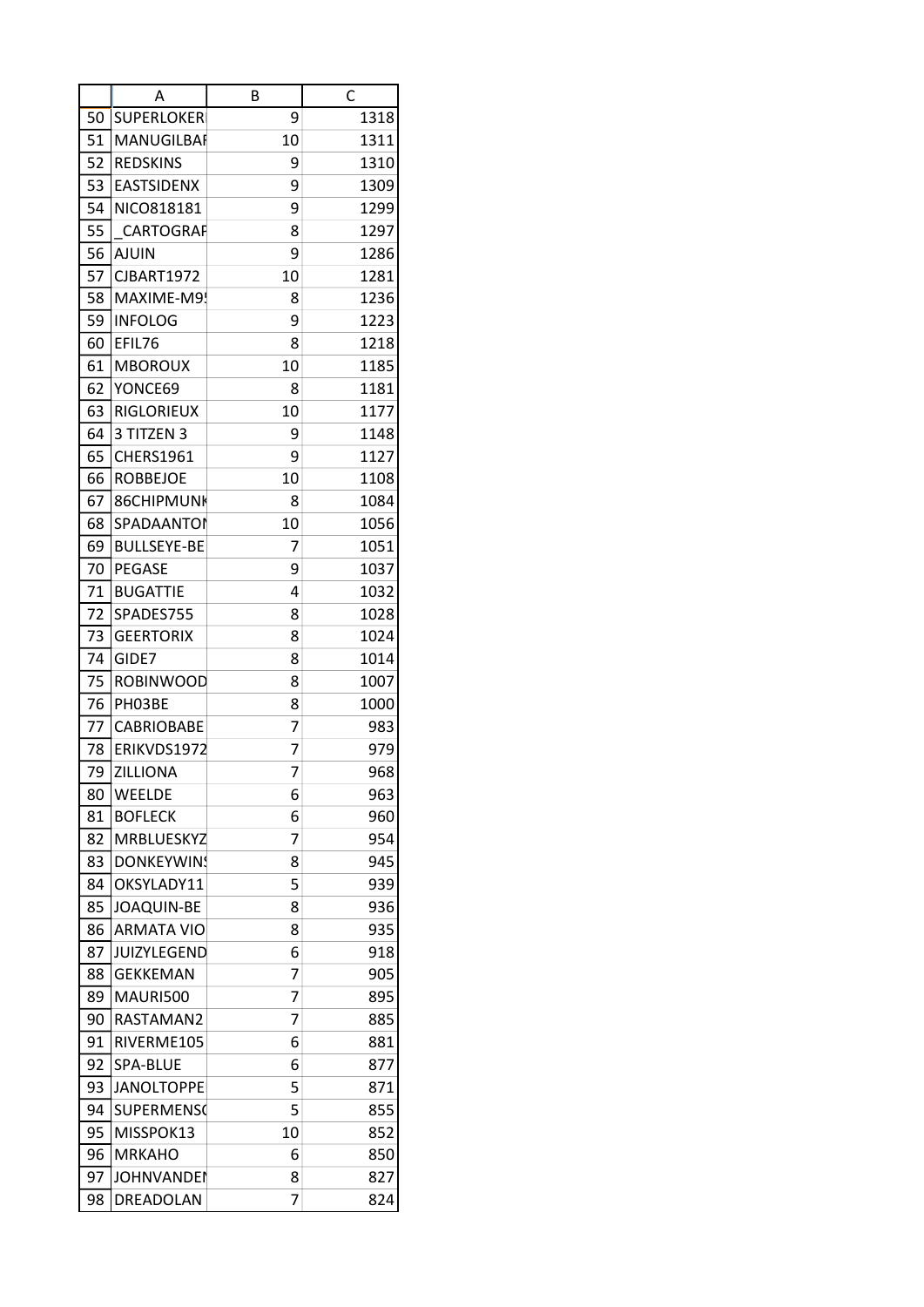| | A | B | C |
|---|---|---|---|
| 50 | SUPERLOKER | 9 | 1318 |
| 51 | MANUGILBAF | 10 | 1311 |
| 52 | REDSKINS | 9 | 1310 |
| 53 | EASTSIDENX | 9 | 1309 |
| 54 | NICO818181 | 9 | 1299 |
| 55 | _CARTOGRAF | 8 | 1297 |
| 56 | AJUIN | 9 | 1286 |
| 57 | CJBART1972 | 10 | 1281 |
| 58 | MAXIME-M9! | 8 | 1236 |
| 59 | INFOLOG | 9 | 1223 |
| 60 | EFIL76 | 8 | 1218 |
| 61 | MBOROUX | 10 | 1185 |
| 62 | YONCE69 | 8 | 1181 |
| 63 | RIGLORIEUX | 10 | 1177 |
| 64 | 3 TITZEN 3 | 9 | 1148 |
| 65 | CHERS1961 | 9 | 1127 |
| 66 | ROBBEJOE | 10 | 1108 |
| 67 | 86CHIPMUNK | 8 | 1084 |
| 68 | SPADAANTON | 10 | 1056 |
| 69 | BULLSEYE-BE | 7 | 1051 |
| 70 | PEGASE | 9 | 1037 |
| 71 | BUGATTIE | 4 | 1032 |
| 72 | SPADES755 | 8 | 1028 |
| 73 | GEERTORIX | 8 | 1024 |
| 74 | GIDE7 | 8 | 1014 |
| 75 | ROBINWOOD | 8 | 1007 |
| 76 | PH03BE | 8 | 1000 |
| 77 | CABRIOBABE | 7 | 983 |
| 78 | ERIKVDS1972 | 7 | 979 |
| 79 | ZILLIONA | 7 | 968 |
| 80 | WEELDE | 6 | 963 |
| 81 | BOFLECK | 6 | 960 |
| 82 | MRBLUESKYZ | 7 | 954 |
| 83 | DONKEYWINS | 8 | 945 |
| 84 | OKSYLADY11 | 5 | 939 |
| 85 | JOAQUIN-BE | 8 | 936 |
| 86 | ARMATA VIO | 8 | 935 |
| 87 | JUIZYLEGEND | 6 | 918 |
| 88 | GEKKEMAN | 7 | 905 |
| 89 | MAURI500 | 7 | 895 |
| 90 | RASTAMAN2 | 7 | 885 |
| 91 | RIVERME105 | 6 | 881 |
| 92 | SPA-BLUE | 6 | 877 |
| 93 | JANOLTOPPE | 5 | 871 |
| 94 | SUPERMENSC | 5 | 855 |
| 95 | MISSPOK13 | 10 | 852 |
| 96 | MRKAHO | 6 | 850 |
| 97 | JOHNVANDEN | 8 | 827 |
| 98 | DREADOLAN | 7 | 824 |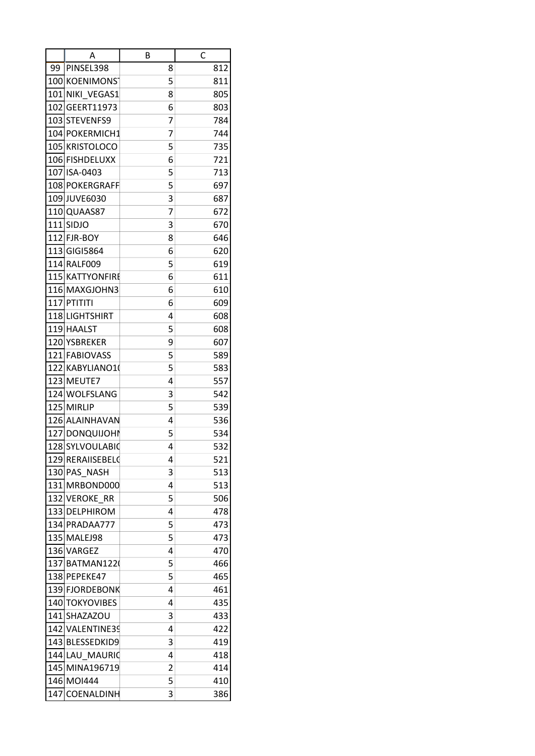| | A | B | C |
|---|---|---|---|
| 99 | PINSEL398 | 8 | 812 |
| 100 | KOENIMONST | 5 | 811 |
| 101 | NIKI_VEGAS1 | 8 | 805 |
| 102 | GEERT11973 | 6 | 803 |
| 103 | STEVENFS9 | 7 | 784 |
| 104 | POKERMICH1 | 7 | 744 |
| 105 | KRISTOLOCO | 5 | 735 |
| 106 | FISHDELUXX | 6 | 721 |
| 107 | ISA-0403 | 5 | 713 |
| 108 | POKERGRAFF | 5 | 697 |
| 109 | JUVE6030 | 3 | 687 |
| 110 | QUAAS87 | 7 | 672 |
| 111 | SIDJO | 3 | 670 |
| 112 | FJR-BOY | 8 | 646 |
| 113 | GIGI5864 | 6 | 620 |
| 114 | RALF009 | 5 | 619 |
| 115 | KATTYONFIRE | 6 | 611 |
| 116 | MAXGJOHN3 | 6 | 610 |
| 117 | PTITITI | 6 | 609 |
| 118 | LIGHTSHIRT | 4 | 608 |
| 119 | HAALST | 5 | 608 |
| 120 | YSBREKER | 9 | 607 |
| 121 | FABIOVASS | 5 | 589 |
| 122 | KABYLIANO10 | 5 | 583 |
| 123 | MEUTE7 | 4 | 557 |
| 124 | WOLFSLANG | 3 | 542 |
| 125 | MIRLIP | 5 | 539 |
| 126 | ALAINHAVAN | 4 | 536 |
| 127 | DONQUIJOHN | 5 | 534 |
| 128 | SYLVOULABIC | 4 | 532 |
| 129 | RERAIISEBELC | 4 | 521 |
| 130 | PAS_NASH | 3 | 513 |
| 131 | MRBOND000 | 4 | 513 |
| 132 | VEROKE_RR | 5 | 506 |
| 133 | DELPHIROM | 4 | 478 |
| 134 | PRADAA777 | 5 | 473 |
| 135 | MALEJ98 | 5 | 473 |
| 136 | VARGEZ | 4 | 470 |
| 137 | BATMAN1220 | 5 | 466 |
| 138 | PEPEKE47 | 5 | 465 |
| 139 | FJORDEBONK | 4 | 461 |
| 140 | TOKYOVIBES | 4 | 435 |
| 141 | SHAZAZOU | 3 | 433 |
| 142 | VALENTINE39 | 4 | 422 |
| 143 | BLESSEDKID9 | 3 | 419 |
| 144 | LAU_MAURIC | 4 | 418 |
| 145 | MINA196719 | 2 | 414 |
| 146 | MOI444 | 5 | 410 |
| 147 | COENALDINH | 3 | 386 |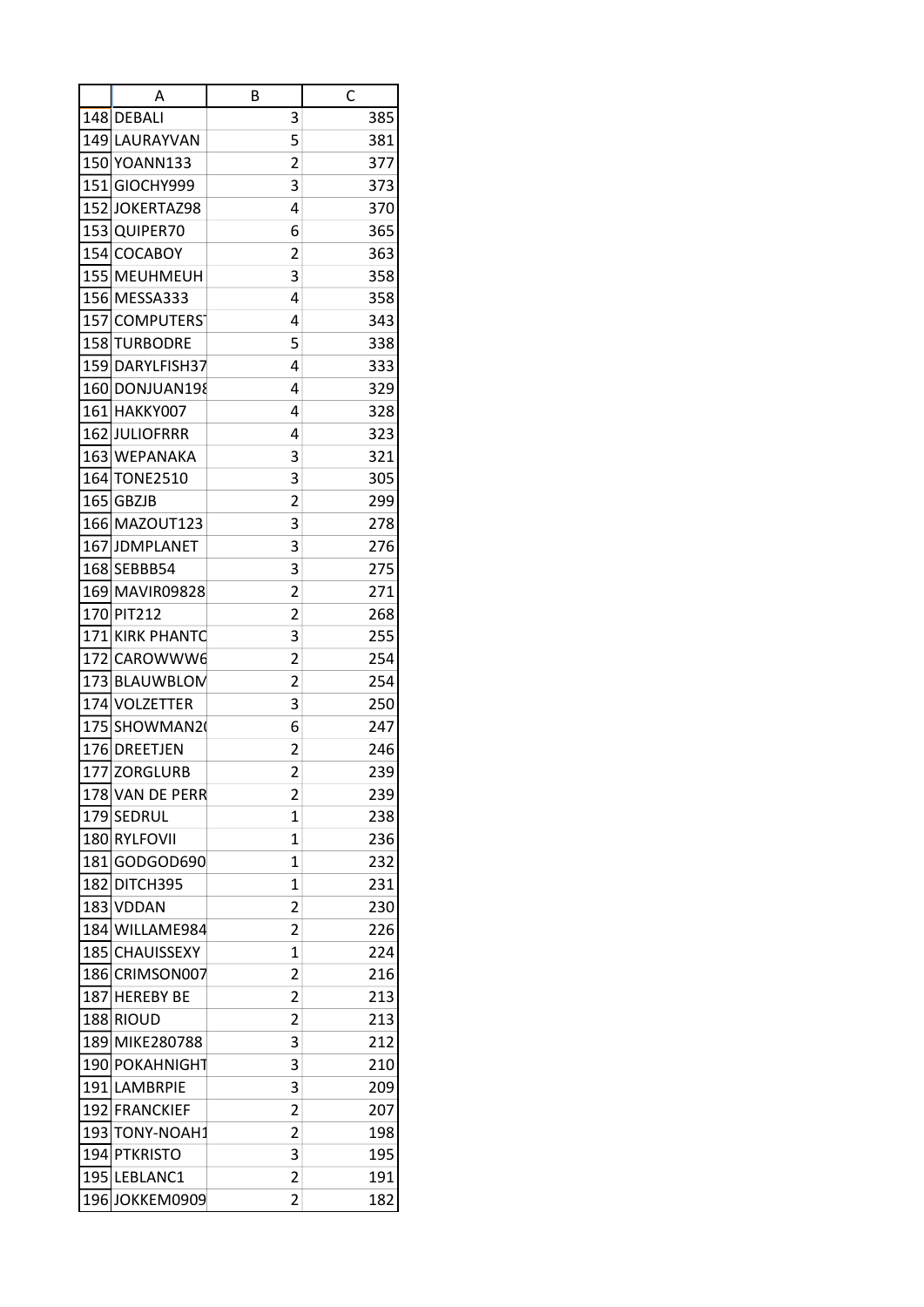| | A | B | C |
|---|---|---|---|
| 148 | DEBALI | 3 | 385 |
| 149 | LAURAYVAN | 5 | 381 |
| 150 | YOANN133 | 2 | 377 |
| 151 | GIOCHY999 | 3 | 373 |
| 152 | JOKERTAZ98 | 4 | 370 |
| 153 | QUIPER70 | 6 | 365 |
| 154 | COCABOY | 2 | 363 |
| 155 | MEUHMEUH | 3 | 358 |
| 156 | MESSA333 | 4 | 358 |
| 157 | COMPUTERS | 4 | 343 |
| 158 | TURBODRE | 5 | 338 |
| 159 | DARYLFISH37 | 4 | 333 |
| 160 | DONJUAN198 | 4 | 329 |
| 161 | HAKKY007 | 4 | 328 |
| 162 | JULIOFRRR | 4 | 323 |
| 163 | WEPANAKA | 3 | 321 |
| 164 | TONE2510 | 3 | 305 |
| 165 | GBZJB | 2 | 299 |
| 166 | MAZOUT123 | 3 | 278 |
| 167 | JDMPLANET | 3 | 276 |
| 168 | SEBBB54 | 3 | 275 |
| 169 | MAVIR09828 | 2 | 271 |
| 170 | PIT212 | 2 | 268 |
| 171 | KIRK PHANTO | 3 | 255 |
| 172 | CAROWWW6 | 2 | 254 |
| 173 | BLAUWBLOM | 2 | 254 |
| 174 | VOLZETTER | 3 | 250 |
| 175 | SHOWMAN2( | 6 | 247 |
| 176 | DREETJEN | 2 | 246 |
| 177 | ZORGLURB | 2 | 239 |
| 178 | VAN DE PERR | 2 | 239 |
| 179 | SEDRUL | 1 | 238 |
| 180 | RYLFOVII | 1 | 236 |
| 181 | GODGOD690 | 1 | 232 |
| 182 | DITCH395 | 1 | 231 |
| 183 | VDDAN | 2 | 230 |
| 184 | WILLAME984 | 2 | 226 |
| 185 | CHAUISSEXY | 1 | 224 |
| 186 | CRIMSON007 | 2 | 216 |
| 187 | HEREBY BE | 2 | 213 |
| 188 | RIOUD | 2 | 213 |
| 189 | MIKE280788 | 3 | 212 |
| 190 | POKAHNIGHT | 3 | 210 |
| 191 | LAMBRPIE | 3 | 209 |
| 192 | FRANCKIEF | 2 | 207 |
| 193 | TONY-NOAH1 | 2 | 198 |
| 194 | PTKRISTO | 3 | 195 |
| 195 | LEBLANC1 | 2 | 191 |
| 196 | JOKKEM0909 | 2 | 182 |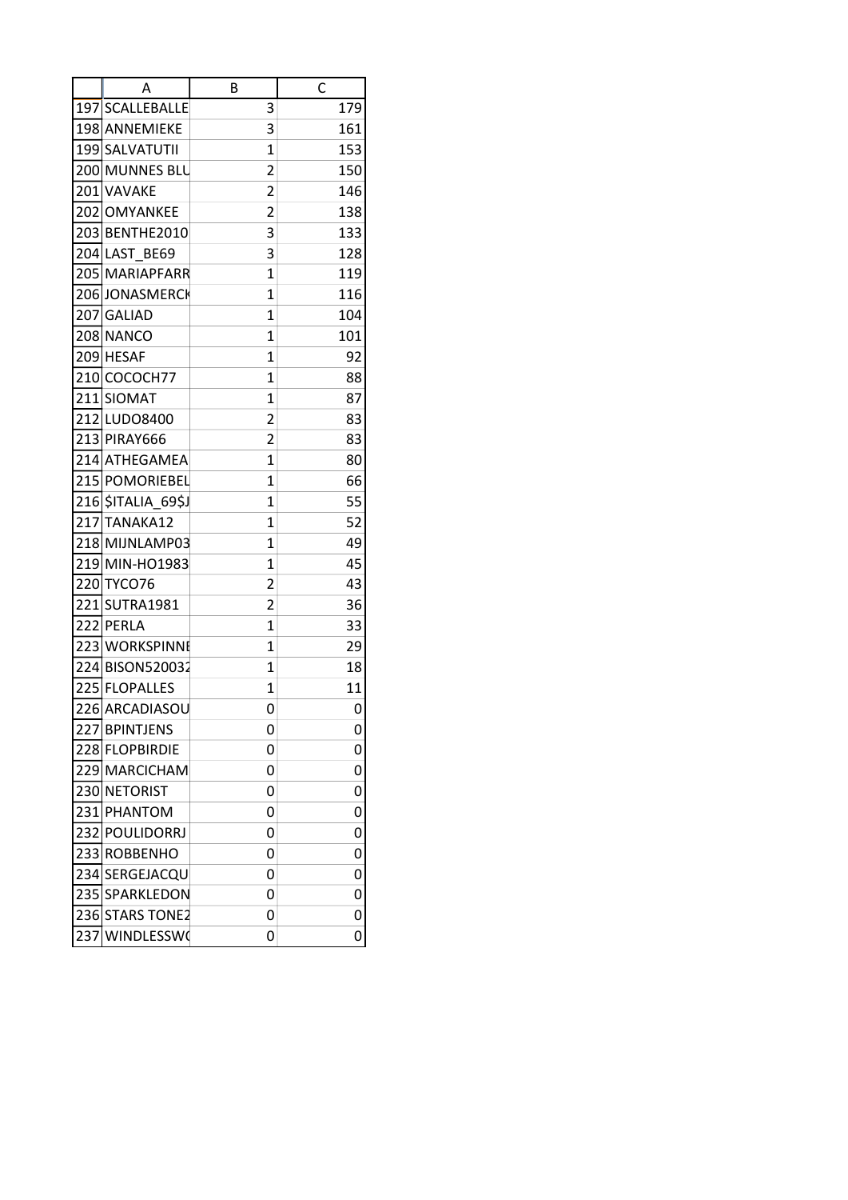| | A | B | C |
|---|---|---|---|
| 197 | SCALLEBALLE | 3 | 179 |
| 198 | ANNEMIEKE | 3 | 161 |
| 199 | SALVATUTII | 1 | 153 |
| 200 | MUNNES BLU | 2 | 150 |
| 201 | VAVAKE | 2 | 146 |
| 202 | OMYANKEE | 2 | 138 |
| 203 | BENTHE2010 | 3 | 133 |
| 204 | LAST_BE69 | 3 | 128 |
| 205 | MARIAPFARR | 1 | 119 |
| 206 | JONASMERCK | 1 | 116 |
| 207 | GALIAD | 1 | 104 |
| 208 | NANCO | 1 | 101 |
| 209 | HESAF | 1 | 92 |
| 210 | COCOCH77 | 1 | 88 |
| 211 | SIOMAT | 1 | 87 |
| 212 | LUDO8400 | 2 | 83 |
| 213 | PIRAY666 | 2 | 83 |
| 214 | ATHEGAMEA | 1 | 80 |
| 215 | POMORIEBEL | 1 | 66 |
| 216 | $ITALIA_69$J | 1 | 55 |
| 217 | TANAKA12 | 1 | 52 |
| 218 | MIJNLAMP03 | 1 | 49 |
| 219 | MIN-HO1983 | 1 | 45 |
| 220 | TYCO76 | 2 | 43 |
| 221 | SUTRA1981 | 2 | 36 |
| 222 | PERLA | 1 | 33 |
| 223 | WORKSPINNE | 1 | 29 |
| 224 | BISON520032 | 1 | 18 |
| 225 | FLOPALLES | 1 | 11 |
| 226 | ARCADIASOU | 0 | 0 |
| 227 | BPINTJENS | 0 | 0 |
| 228 | FLOPBIRDIE | 0 | 0 |
| 229 | MARCICHAM | 0 | 0 |
| 230 | NETORIST | 0 | 0 |
| 231 | PHANTOM | 0 | 0 |
| 232 | POULIDORRJ | 0 | 0 |
| 233 | ROBBENHO | 0 | 0 |
| 234 | SERGEJACQU | 0 | 0 |
| 235 | SPARKLEDON | 0 | 0 |
| 236 | STARS TONE2 | 0 | 0 |
| 237 | WINDLESSWO | 0 | 0 |